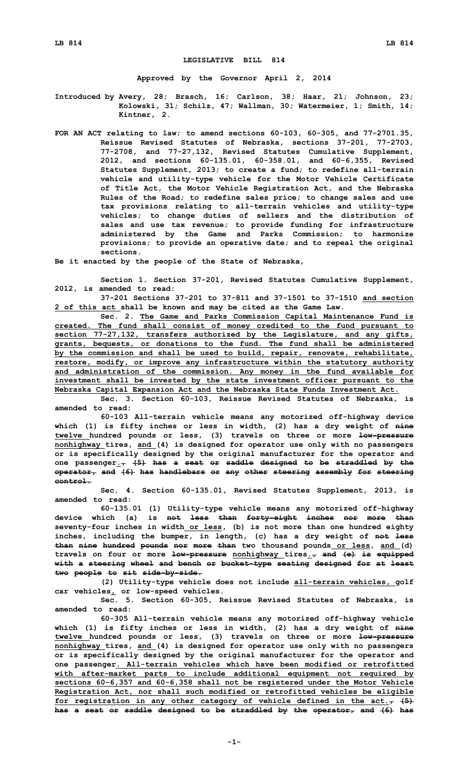# LEGISLATIVE BILL 814

**Approved by the Governor April 2, 2014**

**Introduced by Avery, 28; Brasch, 16; Carlson, 38; Haar, 21; Johnson, 23; Kolowski, 31; Schilz, 47; Wallman, 30; Watermeier, 1; Smith, 14; Kintner, 2.**

**FOR AN ACT relating to law; to amend sections 60-103, 60-305, and 77-2701.35, Reissue Revised Statutes of Nebraska, sections 37-201, 77-2703, 77-2708, and 77-27,132, Revised Statutes Cumulative Supplement, 2012, and sections 60-135.01, 60-358.01, and 60-6,355, Revised Statutes Supplement, 2013; to create a fund; to redefine all-terrain vehicle and utility-type vehicle for the Motor Vehicle Certificate of Title Act, the Motor Vehicle Registration Act, and the Nebraska Rules of the Road; to redefine sales price; to change sales and use tax provisions relating to all-terrain vehicles and utility-type vehicles; to change duties of sellers and the distribution of sales and use tax revenue; to provide funding for infrastructure administered by the Game and Parks Commission; to harmonize provisions; to provide an operative date; and to repeal the original sections.**

**Be it enacted by the people of the State of Nebraska,**

**Section 1. Section 37-201, Revised Statutes Cumulative Supplement, 2012, is amended to read:**

**37-201 Sections 37-201 to 37-811 and 37-1501 to 37-1510 and section 2 of this act shall be known and may be cited as the Game Law.**

**Sec. 2. The Game and Parks Commission Capital Maintenance Fund is created. The fund shall consist of money credited to the fund pursuant to section 77-27,132, transfers authorized by the Legislature, and any gifts, grants, bequests, or donations to the fund. The fund shall be administered by the commission and shall be used to build, repair, renovate, rehabilitate, restore, modify, or improve any infrastructure within the statutory authority and administration of the commission. Any money in the fund available for investment shall be invested by the state investment officer pursuant to the Nebraska Capital Expansion Act and the Nebraska State Funds Investment Act.**

**Sec. 3. Section 60-103, Reissue Revised Statutes of Nebraska, is amended to read:**

**60-103 All-terrain vehicle means any motorized off-highway device which (1) is fifty inches or less in width, (2) has a dry weight of nine twelve hundred pounds or less, (3) travels on three or more low-pressure nonhighway tires, and (4) is designed for operator use only with no passengers or is specifically designed by the original manufacturer for the operator and one passenger., (5) has a seat or saddle designed to be straddled by the operator, and (6) has handlebars or any other steering assembly for steering control.**

**Sec. 4. Section 60-135.01, Revised Statutes Supplement, 2013, is amended to read:**

**60-135.01 (1) Utility-type vehicle means any motorized off-highway device which (a) is not less than forty-eight inches nor more than seventy-four inches in width or less, (b) is not more than one hundred eighty inches, including the bumper, in length, (c) has a dry weight of not less than nine hundred pounds nor more than two thousand pounds or less, and (d) travels on four or more low-pressure nonhighway tires., and (e) is equipped with a steering wheel and bench or bucket-type seating designed for at least two people to sit side-by-side.**

**(2) Utility-type vehicle does not include all-terrain vehicles, golf car vehicles, or low-speed vehicles.**

**Sec. 5. Section 60-305, Reissue Revised Statutes of Nebraska, is amended to read:**

**60-305 All-terrain vehicle means any motorized off-highway vehicle which (1) is fifty inches or less in width, (2) has a dry weight of nine twelve hundred pounds or less, (3) travels on three or more low-pressure nonhighway tires, and (4) is designed for operator use only with no passengers or is specifically designed by the original manufacturer for the operator and one passenger. All-terrain vehicles which have been modified or retrofitted with after-market parts to include additional equipment not required by sections 60-6,357 and 60-6,358 shall not be registered under the Motor Vehicle Registration Act, nor shall such modified or retrofitted vehicles be eligible for registration in any other category of vehicle defined in the act., (5) has a seat or saddle designed to be straddled by the operator, and (6) has**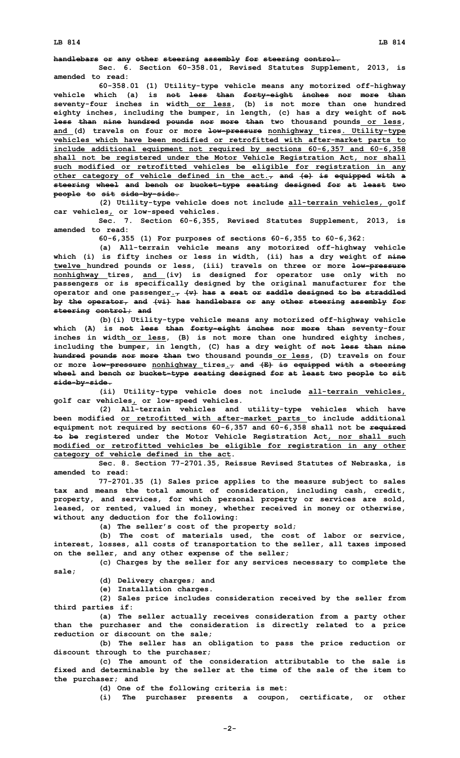~~handlebars or any other steering assembly for steering control.~~

Sec. 6. Section 60-358.01, Revised Statutes Supplement, 2013, is amended to read:

60-358.01 (1) Utility-type vehicle means any motorized off-highway vehicle which (a) is ~~not less than forty-eight inches nor more than~~ seventy-four inches in width<u> or less</u>, (b) is not more than one hundred eighty inches, including the bumper, in length, (c) has a dry weight of ~~not less than nine hundred pounds nor more than~~ two thousand pounds<u> or less</u>, <u>and </u>(d) travels on four or more ~~low-pressure~~ <u>nonhighway </u>tires<u>. Utility-type vehicles which have been modified or retrofitted with after-market parts to include additional equipment not required by sections 60-6,357 and 60-6,358 shall not be registered under the Motor Vehicle Registration Act, nor shall such modified or retrofitted vehicles be eligible for registration in any other category of vehicle defined in the act.</u>~~, and (e) is equipped with a steering wheel and bench or bucket-type seating designed for at least two people to sit side-by-side.~~

(2) Utility-type vehicle does not include <u>all-terrain vehicles, </u>golf car vehicles<u>,</u> or low-speed vehicles.

Sec. 7. Section 60-6,355, Revised Statutes Supplement, 2013, is amended to read:

60-6,355 (1) For purposes of sections 60-6,355 to 60-6,362:

(a) All-terrain vehicle means any motorized off-highway vehicle which (i) is fifty inches or less in width, (ii) has a dry weight of ~~nine~~ <u>twelve </u>hundred pounds or less, (iii) travels on three or more ~~low-pressure~~ <u>nonhighway </u>tires, <u>and </u>(iv) is designed for operator use only with no passengers or is specifically designed by the original manufacturer for the operator and one passenger<u>.</u>~~, (v) has a seat or saddle designed to be straddled by the operator, and (vi) has handlebars or any other steering assembly for steering control; and~~

(b)(i) Utility-type vehicle means any motorized off-highway vehicle which (A) is ~~not less than forty-eight inches nor more than~~ seventy-four inches in width<u> or less</u>, (B) is not more than one hundred eighty inches, including the bumper, in length, (C) has a dry weight of ~~not less than nine hundred pounds nor more than~~ two thousand pounds<u> or less</u>, (D) travels on four or more ~~low-pressure~~ <u>nonhighway </u>tires<u>.</u>~~, and (E) is equipped with a steering wheel and bench or bucket-type seating designed for at least two people to sit side-by-side.~~

(ii) Utility-type vehicle does not include <u>all-terrain vehicles,</u> golf car vehicles<u>,</u> or low-speed vehicles.

(2) All-terrain vehicles and utility-type vehicles which have been modified <u>or retrofitted with after-market parts </u>to include additional equipment not required by sections 60-6,357 and 60-6,358 shall not be ~~required to be~~ registered under the Motor Vehicle Registration Act<u>, nor shall such modified or retrofitted vehicles be eligible for registration in any other category of vehicle defined in the act</u>.

Sec. 8. Section 77-2701.35, Reissue Revised Statutes of Nebraska, is amended to read:

77-2701.35 (1) Sales price applies to the measure subject to sales tax and means the total amount of consideration, including cash, credit, property, and services, for which personal property or services are sold, leased, or rented, valued in money, whether received in money or otherwise, without any deduction for the following:

(a) The seller's cost of the property sold;

(b) The cost of materials used, the cost of labor or service, interest, losses, all costs of transportation to the seller, all taxes imposed on the seller, and any other expense of the seller;

(c) Charges by the seller for any services necessary to complete the sale;

(d) Delivery charges; and

(e) Installation charges.

(2) Sales price includes consideration received by the seller from third parties if:

(a) The seller actually receives consideration from a party other than the purchaser and the consideration is directly related to a price reduction or discount on the sale;

(b) The seller has an obligation to pass the price reduction or discount through to the purchaser;

(c) The amount of the consideration attributable to the sale is fixed and determinable by the seller at the time of the sale of the item to the purchaser; and

(d) One of the following criteria is met:

(i) The purchaser presents a coupon, certificate, or other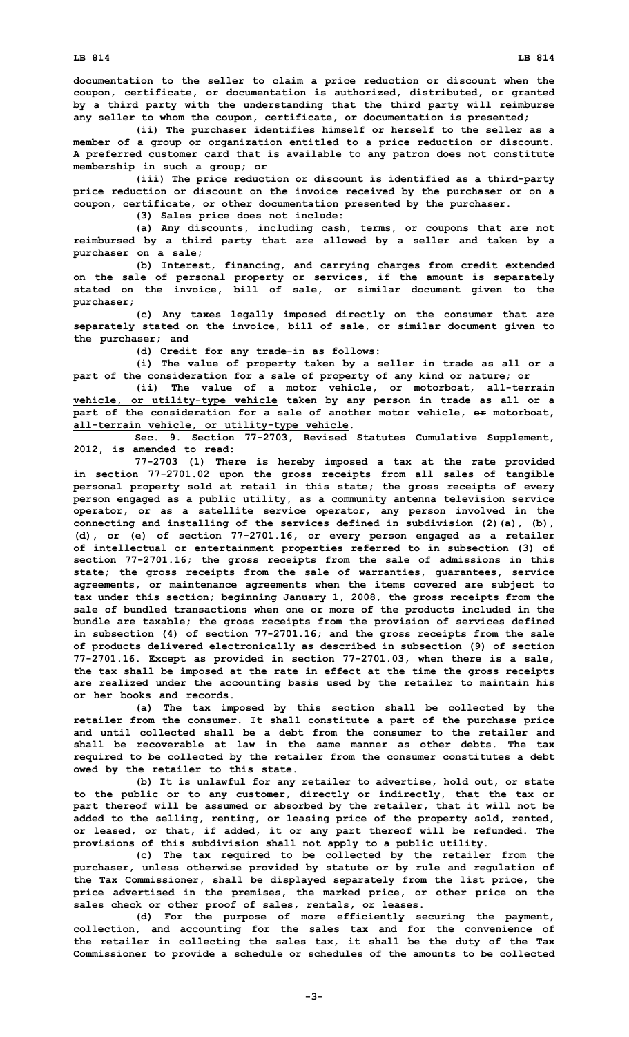documentation to the seller to claim a price reduction or discount when the coupon, certificate, or documentation is authorized, distributed, or granted by a third party with the understanding that the third party will reimburse any seller to whom the coupon, certificate, or documentation is presented;

(ii) The purchaser identifies himself or herself to the seller as a member of a group or organization entitled to a price reduction or discount. A preferred customer card that is available to any patron does not constitute membership in such a group; or

(iii) The price reduction or discount is identified as a third-party price reduction or discount on the invoice received by the purchaser or on a coupon, certificate, or other documentation presented by the purchaser.

(3) Sales price does not include:

(a) Any discounts, including cash, terms, or coupons that are not reimbursed by a third party that are allowed by a seller and taken by a purchaser on a sale;

(b) Interest, financing, and carrying charges from credit extended on the sale of personal property or services, if the amount is separately stated on the invoice, bill of sale, or similar document given to the purchaser;

(c) Any taxes legally imposed directly on the consumer that are separately stated on the invoice, bill of sale, or similar document given to the purchaser; and

(d) Credit for any trade-in as follows:

(i) The value of property taken by a seller in trade as all or a part of the consideration for a sale of property of any kind or nature; or

(ii) The value of a motor vehicle, ~~or~~ motorboat, all-terrain vehicle, or utility-type vehicle taken by any person in trade as all or a part of the consideration for a sale of another motor vehicle, ~~or~~ motorboat, all-terrain vehicle, or utility-type vehicle.

Sec. 9. Section 77-2703, Revised Statutes Cumulative Supplement, 2012, is amended to read:

77-2703 (1) There is hereby imposed a tax at the rate provided in section 77-2701.02 upon the gross receipts from all sales of tangible personal property sold at retail in this state; the gross receipts of every person engaged as a public utility, as a community antenna television service operator, or as a satellite service operator, any person involved in the connecting and installing of the services defined in subdivision (2)(a), (b), (d), or (e) of section 77-2701.16, or every person engaged as a retailer of intellectual or entertainment properties referred to in subsection (3) of section 77-2701.16; the gross receipts from the sale of admissions in this state; the gross receipts from the sale of warranties, guarantees, service agreements, or maintenance agreements when the items covered are subject to tax under this section; beginning January 1, 2008, the gross receipts from the sale of bundled transactions when one or more of the products included in the bundle are taxable; the gross receipts from the provision of services defined in subsection (4) of section 77-2701.16; and the gross receipts from the sale of products delivered electronically as described in subsection (9) of section 77-2701.16. Except as provided in section 77-2701.03, when there is a sale, the tax shall be imposed at the rate in effect at the time the gross receipts are realized under the accounting basis used by the retailer to maintain his or her books and records.

(a) The tax imposed by this section shall be collected by the retailer from the consumer. It shall constitute a part of the purchase price and until collected shall be a debt from the consumer to the retailer and shall be recoverable at law in the same manner as other debts. The tax required to be collected by the retailer from the consumer constitutes a debt owed by the retailer to this state.

(b) It is unlawful for any retailer to advertise, hold out, or state to the public or to any customer, directly or indirectly, that the tax or part thereof will be assumed or absorbed by the retailer, that it will not be added to the selling, renting, or leasing price of the property sold, rented, or leased, or that, if added, it or any part thereof will be refunded. The provisions of this subdivision shall not apply to a public utility.

(c) The tax required to be collected by the retailer from the purchaser, unless otherwise provided by statute or by rule and regulation of the Tax Commissioner, shall be displayed separately from the list price, the price advertised in the premises, the marked price, or other price on the sales check or other proof of sales, rentals, or leases.

(d) For the purpose of more efficiently securing the payment, collection, and accounting for the sales tax and for the convenience of the retailer in collecting the sales tax, it shall be the duty of the Tax Commissioner to provide a schedule or schedules of the amounts to be collected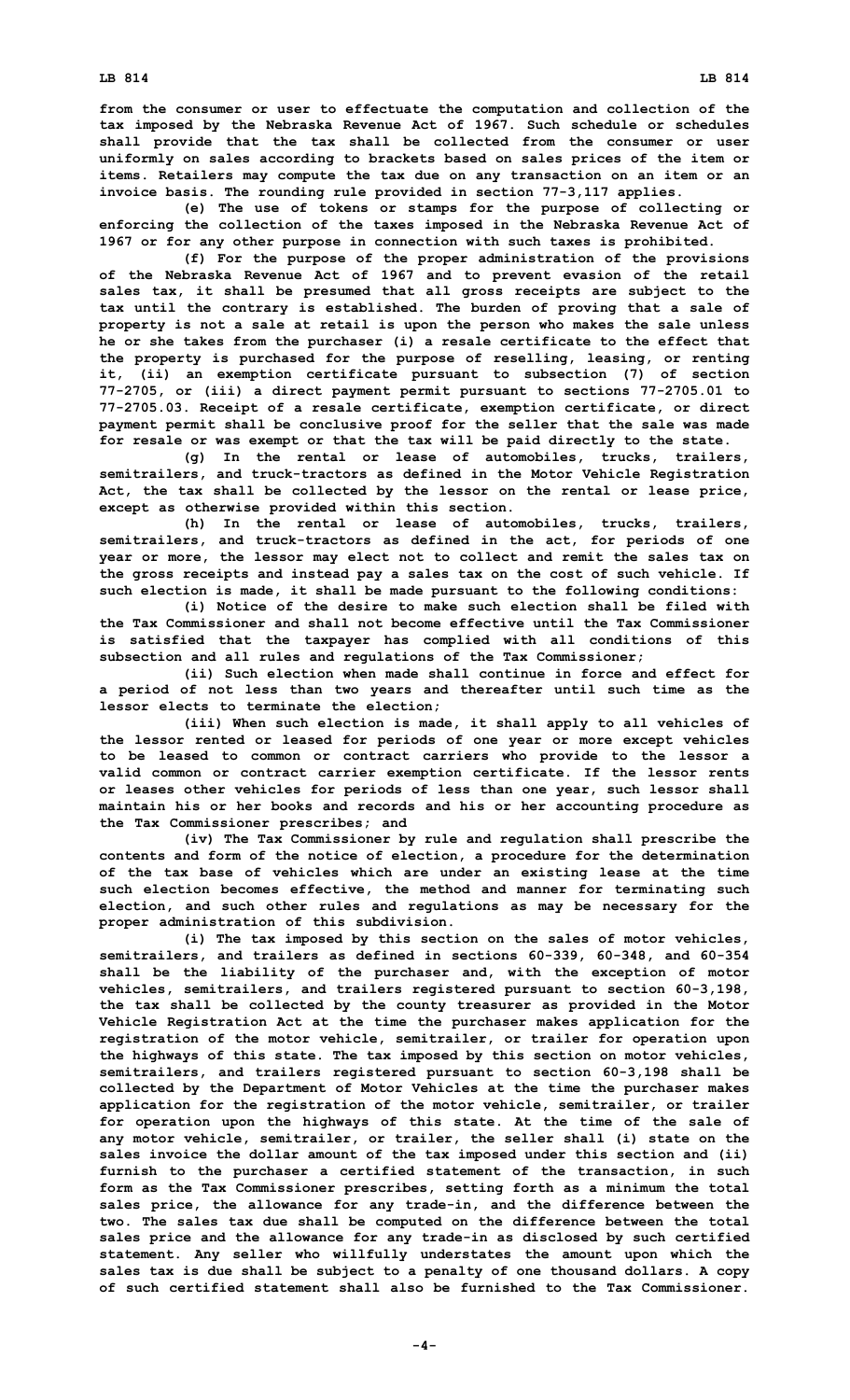**from the consumer or user to effectuate the computation and collection of the tax imposed by the Nebraska Revenue Act of 1967. Such schedule or schedules shall provide that the tax shall be collected from the consumer or user uniformly on sales according to brackets based on sales prices of the item or items. Retailers may compute the tax due on any transaction on an item or an invoice basis. The rounding rule provided in section 77-3,117 applies.**

**(e) The use of tokens or stamps for the purpose of collecting or enforcing the collection of the taxes imposed in the Nebraska Revenue Act of 1967 or for any other purpose in connection with such taxes is prohibited.**

**(f) For the purpose of the proper administration of the provisions of the Nebraska Revenue Act of 1967 and to prevent evasion of the retail sales tax, it shall be presumed that all gross receipts are subject to the tax until the contrary is established. The burden of proving that a sale of property is not a sale at retail is upon the person who makes the sale unless he or she takes from the purchaser (i) a resale certificate to the effect that the property is purchased for the purpose of reselling, leasing, or renting it, (ii) an exemption certificate pursuant to subsection (7) of section 77-2705, or (iii) a direct payment permit pursuant to sections 77-2705.01 to 77-2705.03. Receipt of a resale certificate, exemption certificate, or direct payment permit shall be conclusive proof for the seller that the sale was made for resale or was exempt or that the tax will be paid directly to the state.**

**(g) In the rental or lease of automobiles, trucks, trailers, semitrailers, and truck-tractors as defined in the Motor Vehicle Registration Act, the tax shall be collected by the lessor on the rental or lease price, except as otherwise provided within this section.**

**(h) In the rental or lease of automobiles, trucks, trailers, semitrailers, and truck-tractors as defined in the act, for periods of one year or more, the lessor may elect not to collect and remit the sales tax on the gross receipts and instead pay a sales tax on the cost of such vehicle. If such election is made, it shall be made pursuant to the following conditions:**

**(i) Notice of the desire to make such election shall be filed with the Tax Commissioner and shall not become effective until the Tax Commissioner is satisfied that the taxpayer has complied with all conditions of this subsection and all rules and regulations of the Tax Commissioner;**

**(ii) Such election when made shall continue in force and effect for a period of not less than two years and thereafter until such time as the lessor elects to terminate the election;**

**(iii) When such election is made, it shall apply to all vehicles of the lessor rented or leased for periods of one year or more except vehicles to be leased to common or contract carriers who provide to the lessor a valid common or contract carrier exemption certificate. If the lessor rents or leases other vehicles for periods of less than one year, such lessor shall maintain his or her books and records and his or her accounting procedure as the Tax Commissioner prescribes; and**

**(iv) The Tax Commissioner by rule and regulation shall prescribe the contents and form of the notice of election, a procedure for the determination of the tax base of vehicles which are under an existing lease at the time such election becomes effective, the method and manner for terminating such election, and such other rules and regulations as may be necessary for the proper administration of this subdivision.**

**(i) The tax imposed by this section on the sales of motor vehicles, semitrailers, and trailers as defined in sections 60-339, 60-348, and 60-354 shall be the liability of the purchaser and, with the exception of motor vehicles, semitrailers, and trailers registered pursuant to section 60-3,198, the tax shall be collected by the county treasurer as provided in the Motor Vehicle Registration Act at the time the purchaser makes application for the registration of the motor vehicle, semitrailer, or trailer for operation upon the highways of this state. The tax imposed by this section on motor vehicles, semitrailers, and trailers registered pursuant to section 60-3,198 shall be collected by the Department of Motor Vehicles at the time the purchaser makes application for the registration of the motor vehicle, semitrailer, or trailer for operation upon the highways of this state. At the time of the sale of any motor vehicle, semitrailer, or trailer, the seller shall (i) state on the sales invoice the dollar amount of the tax imposed under this section and (ii) furnish to the purchaser a certified statement of the transaction, in such form as the Tax Commissioner prescribes, setting forth as a minimum the total sales price, the allowance for any trade-in, and the difference between the two. The sales tax due shall be computed on the difference between the total sales price and the allowance for any trade-in as disclosed by such certified statement. Any seller who willfully understates the amount upon which the sales tax is due shall be subject to a penalty of one thousand dollars. A copy of such certified statement shall also be furnished to the Tax Commissioner.**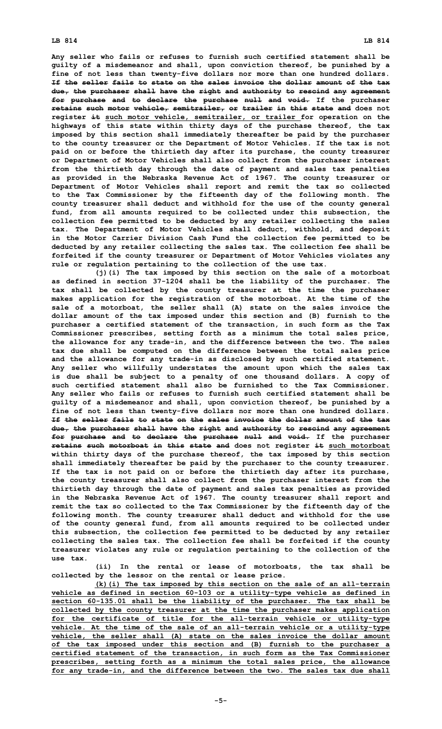Any seller who fails or refuses to furnish such certified statement shall be guilty of a misdemeanor and shall, upon conviction thereof, be punished by a fine of not less than twenty-five dollars nor more than one hundred dollars. ~~If the seller fails to state on the sales invoice the dollar amount of the tax due, the purchaser shall have the right and authority to rescind any agreement for purchase and to declare the purchase null and void.~~ If the purchaser ~~retains such motor vehicle, semitrailer, or trailer in this state and~~ does not register ~~it~~ <u>such motor vehicle, semitrailer, or trailer</u> for operation on the highways of this state within thirty days of the purchase thereof, the tax imposed by this section shall immediately thereafter be paid by the purchaser to the county treasurer or the Department of Motor Vehicles. If the tax is not paid on or before the thirtieth day after its purchase, the county treasurer or Department of Motor Vehicles shall also collect from the purchaser interest from the thirtieth day through the date of payment and sales tax penalties as provided in the Nebraska Revenue Act of 1967. The county treasurer or Department of Motor Vehicles shall report and remit the tax so collected to the Tax Commissioner by the fifteenth day of the following month. The county treasurer shall deduct and withhold for the use of the county general fund, from all amounts required to be collected under this subsection, the collection fee permitted to be deducted by any retailer collecting the sales tax. The Department of Motor Vehicles shall deduct, withhold, and deposit in the Motor Carrier Division Cash Fund the collection fee permitted to be deducted by any retailer collecting the sales tax. The collection fee shall be forfeited if the county treasurer or Department of Motor Vehicles violates any rule or regulation pertaining to the collection of the use tax.

(j)(i) The tax imposed by this section on the sale of a motorboat as defined in section 37-1204 shall be the liability of the purchaser. The tax shall be collected by the county treasurer at the time the purchaser makes application for the registration of the motorboat. At the time of the sale of a motorboat, the seller shall (A) state on the sales invoice the dollar amount of the tax imposed under this section and (B) furnish to the purchaser a certified statement of the transaction, in such form as the Tax Commissioner prescribes, setting forth as a minimum the total sales price, the allowance for any trade-in, and the difference between the two. The sales tax due shall be computed on the difference between the total sales price and the allowance for any trade-in as disclosed by such certified statement. Any seller who willfully understates the amount upon which the sales tax is due shall be subject to a penalty of one thousand dollars. A copy of such certified statement shall also be furnished to the Tax Commissioner. Any seller who fails or refuses to furnish such certified statement shall be guilty of a misdemeanor and shall, upon conviction thereof, be punished by a fine of not less than twenty-five dollars nor more than one hundred dollars. ~~If the seller fails to state on the sales invoice the dollar amount of the tax due, the purchaser shall have the right and authority to rescind any agreement for purchase and to declare the purchase null and void.~~ If the purchaser ~~retains such motorboat in this state and~~ does not register ~~it~~ <u>such motorboat</u> within thirty days of the purchase thereof, the tax imposed by this section shall immediately thereafter be paid by the purchaser to the county treasurer. If the tax is not paid on or before the thirtieth day after its purchase, the county treasurer shall also collect from the purchaser interest from the thirtieth day through the date of payment and sales tax penalties as provided in the Nebraska Revenue Act of 1967. The county treasurer shall report and remit the tax so collected to the Tax Commissioner by the fifteenth day of the following month. The county treasurer shall deduct and withhold for the use of the county general fund, from all amounts required to be collected under this subsection, the collection fee permitted to be deducted by any retailer collecting the sales tax. The collection fee shall be forfeited if the county treasurer violates any rule or regulation pertaining to the collection of the use tax.

(ii) In the rental or lease of motorboats, the tax shall be collected by the lessor on the rental or lease price.

<u>(k)(i) The tax imposed by this section on the sale of an all-terrain vehicle as defined in section 60-103 or a utility-type vehicle as defined in section 60-135.01 shall be the liability of the purchaser. The tax shall be collected by the county treasurer at the time the purchaser makes application for the certificate of title for the all-terrain vehicle or utility-type vehicle. At the time of the sale of an all-terrain vehicle or a utility-type vehicle, the seller shall (A) state on the sales invoice the dollar amount of the tax imposed under this section and (B) furnish to the purchaser a certified statement of the transaction, in such form as the Tax Commissioner prescribes, setting forth as a minimum the total sales price, the allowance for any trade-in, and the difference between the two. The sales tax due shall</u>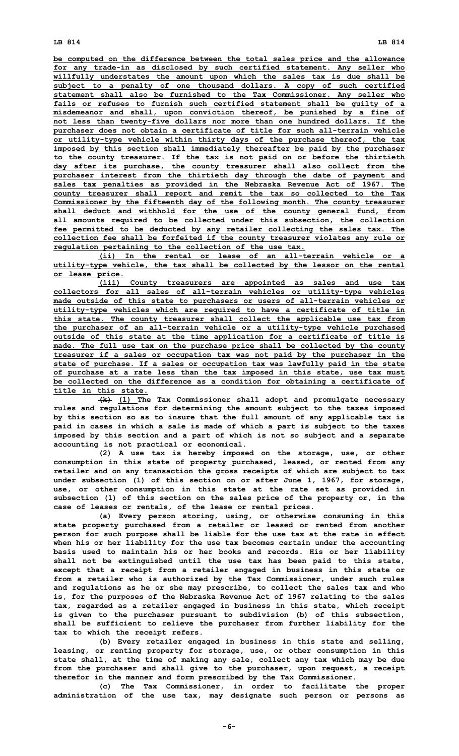be computed on the difference between the total sales price and the allowance for any trade-in as disclosed by such certified statement. Any seller who willfully understates the amount upon which the sales tax is due shall be subject to a penalty of one thousand dollars. A copy of such certified statement shall also be furnished to the Tax Commissioner. Any seller who fails or refuses to furnish such certified statement shall be guilty of a misdemeanor and shall, upon conviction thereof, be punished by a fine of not less than twenty-five dollars nor more than one hundred dollars. If the purchaser does not obtain a certificate of title for such all-terrain vehicle or utility-type vehicle within thirty days of the purchase thereof, the tax imposed by this section shall immediately thereafter be paid by the purchaser to the county treasurer. If the tax is not paid on or before the thirtieth day after its purchase, the county treasurer shall also collect from the purchaser interest from the thirtieth day through the date of payment and sales tax penalties as provided in the Nebraska Revenue Act of 1967. The county treasurer shall report and remit the tax so collected to the Tax Commissioner by the fifteenth day of the following month. The county treasurer shall deduct and withhold for the use of the county general fund, from all amounts required to be collected under this subsection, the collection fee permitted to be deducted by any retailer collecting the sales tax. The collection fee shall be forfeited if the county treasurer violates any rule or regulation pertaining to the collection of the use tax.

(ii) In the rental or lease of an all-terrain vehicle or a utility-type vehicle, the tax shall be collected by the lessor on the rental or lease price.

(iii) County treasurers are appointed as sales and use tax collectors for all sales of all-terrain vehicles or utility-type vehicles made outside of this state to purchasers or users of all-terrain vehicles or utility-type vehicles which are required to have a certificate of title in this state. The county treasurer shall collect the applicable use tax from the purchaser of an all-terrain vehicle or a utility-type vehicle purchased outside of this state at the time application for a certificate of title is made. The full use tax on the purchase price shall be collected by the county treasurer if a sales or occupation tax was not paid by the purchaser in the state of purchase. If a sales or occupation tax was lawfully paid in the state of purchase at a rate less than the tax imposed in this state, use tax must be collected on the difference as a condition for obtaining a certificate of title in this state.

~~(k)~~ (l) The Tax Commissioner shall adopt and promulgate necessary rules and regulations for determining the amount subject to the taxes imposed by this section so as to insure that the full amount of any applicable tax is paid in cases in which a sale is made of which a part is subject to the taxes imposed by this section and a part of which is not so subject and a separate accounting is not practical or economical.

(2) A use tax is hereby imposed on the storage, use, or other consumption in this state of property purchased, leased, or rented from any retailer and on any transaction the gross receipts of which are subject to tax under subsection (1) of this section on or after June 1, 1967, for storage, use, or other consumption in this state at the rate set as provided in subsection (1) of this section on the sales price of the property or, in the case of leases or rentals, of the lease or rental prices.

(a) Every person storing, using, or otherwise consuming in this state property purchased from a retailer or leased or rented from another person for such purpose shall be liable for the use tax at the rate in effect when his or her liability for the use tax becomes certain under the accounting basis used to maintain his or her books and records. His or her liability shall not be extinguished until the use tax has been paid to this state, except that a receipt from a retailer engaged in business in this state or from a retailer who is authorized by the Tax Commissioner, under such rules and regulations as he or she may prescribe, to collect the sales tax and who is, for the purposes of the Nebraska Revenue Act of 1967 relating to the sales tax, regarded as a retailer engaged in business in this state, which receipt is given to the purchaser pursuant to subdivision (b) of this subsection, shall be sufficient to relieve the purchaser from further liability for the tax to which the receipt refers.

(b) Every retailer engaged in business in this state and selling, leasing, or renting property for storage, use, or other consumption in this state shall, at the time of making any sale, collect any tax which may be due from the purchaser and shall give to the purchaser, upon request, a receipt therefor in the manner and form prescribed by the Tax Commissioner.

(c) The Tax Commissioner, in order to facilitate the proper administration of the use tax, may designate such person or persons as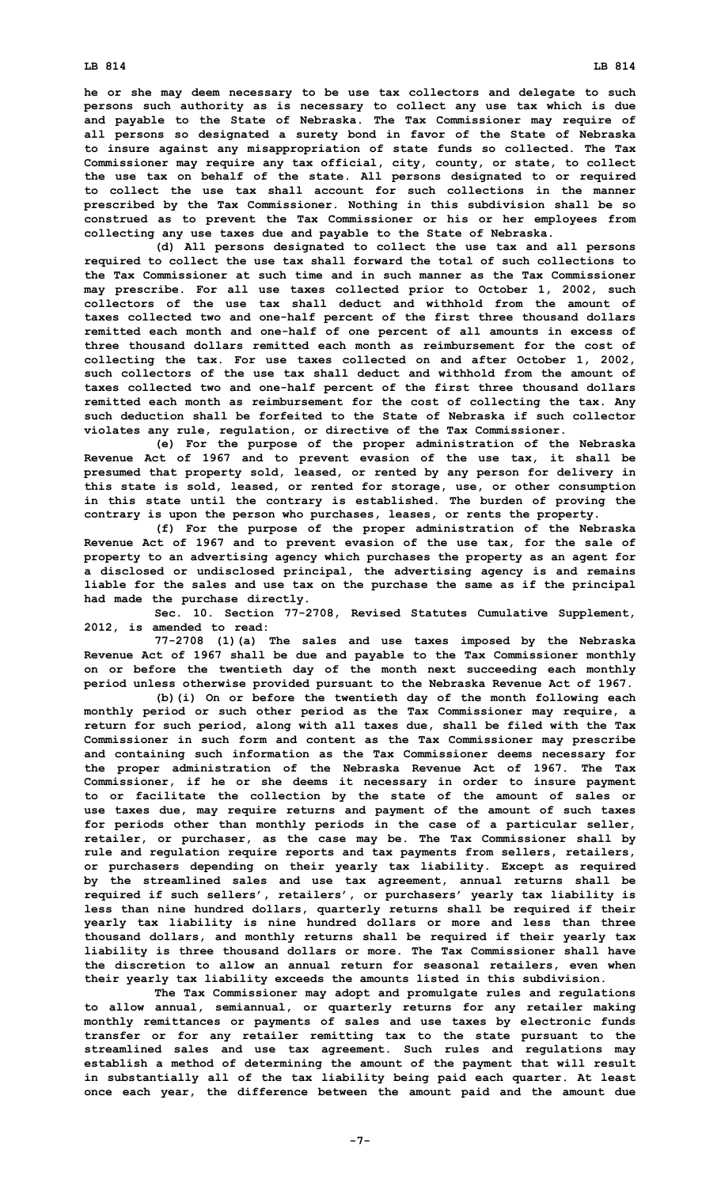**he or she may deem necessary to be use tax collectors and delegate to such persons such authority as is necessary to collect any use tax which is due and payable to the State of Nebraska. The Tax Commissioner may require of all persons so designated a surety bond in favor of the State of Nebraska to insure against any misappropriation of state funds so collected. The Tax Commissioner may require any tax official, city, county, or state, to collect the use tax on behalf of the state. All persons designated to or required to collect the use tax shall account for such collections in the manner prescribed by the Tax Commissioner. Nothing in this subdivision shall be so construed as to prevent the Tax Commissioner or his or her employees from collecting any use taxes due and payable to the State of Nebraska.**

**(d) All persons designated to collect the use tax and all persons required to collect the use tax shall forward the total of such collections to the Tax Commissioner at such time and in such manner as the Tax Commissioner may prescribe. For all use taxes collected prior to October 1, 2002, such collectors of the use tax shall deduct and withhold from the amount of taxes collected two and one-half percent of the first three thousand dollars remitted each month and one-half of one percent of all amounts in excess of three thousand dollars remitted each month as reimbursement for the cost of collecting the tax. For use taxes collected on and after October 1, 2002, such collectors of the use tax shall deduct and withhold from the amount of taxes collected two and one-half percent of the first three thousand dollars remitted each month as reimbursement for the cost of collecting the tax. Any such deduction shall be forfeited to the State of Nebraska if such collector violates any rule, regulation, or directive of the Tax Commissioner.**

**(e) For the purpose of the proper administration of the Nebraska Revenue Act of 1967 and to prevent evasion of the use tax, it shall be presumed that property sold, leased, or rented by any person for delivery in this state is sold, leased, or rented for storage, use, or other consumption in this state until the contrary is established. The burden of proving the contrary is upon the person who purchases, leases, or rents the property.**

**(f) For the purpose of the proper administration of the Nebraska Revenue Act of 1967 and to prevent evasion of the use tax, for the sale of property to an advertising agency which purchases the property as an agent for a disclosed or undisclosed principal, the advertising agency is and remains liable for the sales and use tax on the purchase the same as if the principal had made the purchase directly.**

**Sec. 10. Section 77-2708, Revised Statutes Cumulative Supplement, 2012, is amended to read:**

**77-2708 (1)(a) The sales and use taxes imposed by the Nebraska Revenue Act of 1967 shall be due and payable to the Tax Commissioner monthly on or before the twentieth day of the month next succeeding each monthly period unless otherwise provided pursuant to the Nebraska Revenue Act of 1967.**

**(b)(i) On or before the twentieth day of the month following each monthly period or such other period as the Tax Commissioner may require, a return for such period, along with all taxes due, shall be filed with the Tax Commissioner in such form and content as the Tax Commissioner may prescribe and containing such information as the Tax Commissioner deems necessary for the proper administration of the Nebraska Revenue Act of 1967. The Tax Commissioner, if he or she deems it necessary in order to insure payment to or facilitate the collection by the state of the amount of sales or use taxes due, may require returns and payment of the amount of such taxes for periods other than monthly periods in the case of a particular seller, retailer, or purchaser, as the case may be. The Tax Commissioner shall by rule and regulation require reports and tax payments from sellers, retailers, or purchasers depending on their yearly tax liability. Except as required by the streamlined sales and use tax agreement, annual returns shall be required if such sellers', retailers', or purchasers' yearly tax liability is less than nine hundred dollars, quarterly returns shall be required if their yearly tax liability is nine hundred dollars or more and less than three thousand dollars, and monthly returns shall be required if their yearly tax liability is three thousand dollars or more. The Tax Commissioner shall have the discretion to allow an annual return for seasonal retailers, even when their yearly tax liability exceeds the amounts listed in this subdivision.**

**The Tax Commissioner may adopt and promulgate rules and regulations to allow annual, semiannual, or quarterly returns for any retailer making monthly remittances or payments of sales and use taxes by electronic funds transfer or for any retailer remitting tax to the state pursuant to the streamlined sales and use tax agreement. Such rules and regulations may establish a method of determining the amount of the payment that will result in substantially all of the tax liability being paid each quarter. At least once each year, the difference between the amount paid and the amount due**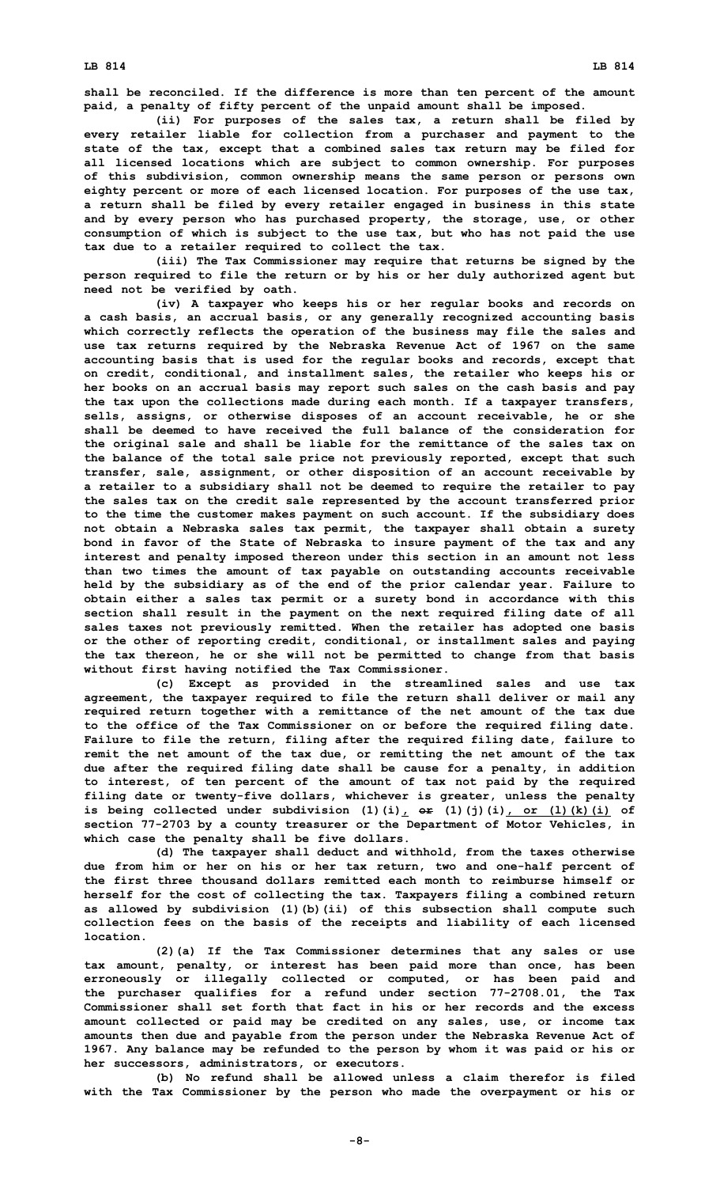shall be reconciled. If the difference is more than ten percent of the amount paid, a penalty of fifty percent of the unpaid amount shall be imposed.

(ii) For purposes of the sales tax, a return shall be filed by every retailer liable for collection from a purchaser and payment to the state of the tax, except that a combined sales tax return may be filed for all licensed locations which are subject to common ownership. For purposes of this subdivision, common ownership means the same person or persons own eighty percent or more of each licensed location. For purposes of the use tax, a return shall be filed by every retailer engaged in business in this state and by every person who has purchased property, the storage, use, or other consumption of which is subject to the use tax, but who has not paid the use tax due to a retailer required to collect the tax.

(iii) The Tax Commissioner may require that returns be signed by the person required to file the return or by his or her duly authorized agent but need not be verified by oath.

(iv) A taxpayer who keeps his or her regular books and records on a cash basis, an accrual basis, or any generally recognized accounting basis which correctly reflects the operation of the business may file the sales and use tax returns required by the Nebraska Revenue Act of 1967 on the same accounting basis that is used for the regular books and records, except that on credit, conditional, and installment sales, the retailer who keeps his or her books on an accrual basis may report such sales on the cash basis and pay the tax upon the collections made during each month. If a taxpayer transfers, sells, assigns, or otherwise disposes of an account receivable, he or she shall be deemed to have received the full balance of the consideration for the original sale and shall be liable for the remittance of the sales tax on the balance of the total sale price not previously reported, except that such transfer, sale, assignment, or other disposition of an account receivable by a retailer to a subsidiary shall not be deemed to require the retailer to pay the sales tax on the credit sale represented by the account transferred prior to the time the customer makes payment on such account. If the subsidiary does not obtain a Nebraska sales tax permit, the taxpayer shall obtain a surety bond in favor of the State of Nebraska to insure payment of the tax and any interest and penalty imposed thereon under this section in an amount not less than two times the amount of tax payable on outstanding accounts receivable held by the subsidiary as of the end of the prior calendar year. Failure to obtain either a sales tax permit or a surety bond in accordance with this section shall result in the payment on the next required filing date of all sales taxes not previously remitted. When the retailer has adopted one basis or the other of reporting credit, conditional, or installment sales and paying the tax thereon, he or she will not be permitted to change from that basis without first having notified the Tax Commissioner.

(c) Except as provided in the streamlined sales and use tax agreement, the taxpayer required to file the return shall deliver or mail any required return together with a remittance of the net amount of the tax due to the office of the Tax Commissioner on or before the required filing date. Failure to file the return, filing after the required filing date, failure to remit the net amount of the tax due, or remitting the net amount of the tax due after the required filing date shall be cause for a penalty, in addition to interest, of ten percent of the amount of tax not paid by the required filing date or twenty-five dollars, whichever is greater, unless the penalty is being collected under subdivision (1)(i)<u>,</u> ~~or~~ (1)(j)(i)<u>, or (1)(k)(i)</u> of section 77-2703 by a county treasurer or the Department of Motor Vehicles, in which case the penalty shall be five dollars.

(d) The taxpayer shall deduct and withhold, from the taxes otherwise due from him or her on his or her tax return, two and one-half percent of the first three thousand dollars remitted each month to reimburse himself or herself for the cost of collecting the tax. Taxpayers filing a combined return as allowed by subdivision (1)(b)(ii) of this subsection shall compute such collection fees on the basis of the receipts and liability of each licensed location.

(2)(a) If the Tax Commissioner determines that any sales or use tax amount, penalty, or interest has been paid more than once, has been erroneously or illegally collected or computed, or has been paid and the purchaser qualifies for a refund under section 77-2708.01, the Tax Commissioner shall set forth that fact in his or her records and the excess amount collected or paid may be credited on any sales, use, or income tax amounts then due and payable from the person under the Nebraska Revenue Act of 1967. Any balance may be refunded to the person by whom it was paid or his or her successors, administrators, or executors.

(b) No refund shall be allowed unless a claim therefor is filed with the Tax Commissioner by the person who made the overpayment or his or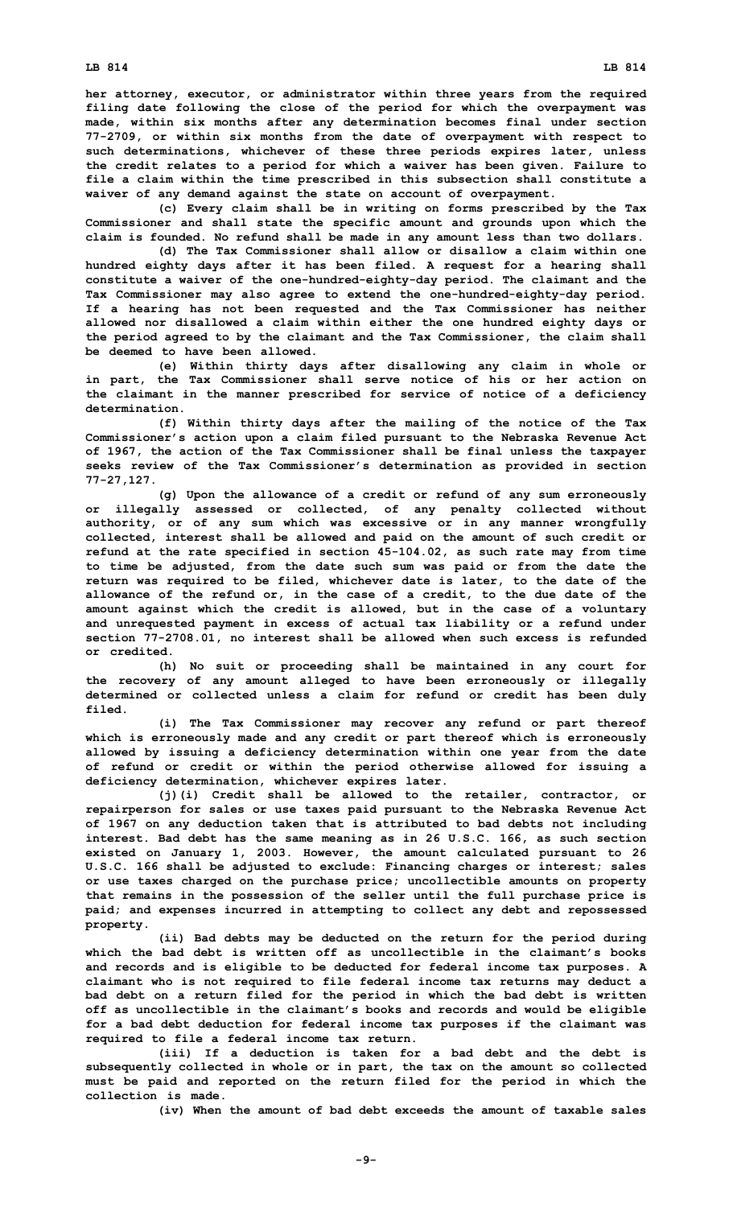her attorney, executor, or administrator within three years from the required filing date following the close of the period for which the overpayment was made, within six months after any determination becomes final under section 77-2709, or within six months from the date of overpayment with respect to such determinations, whichever of these three periods expires later, unless the credit relates to a period for which a waiver has been given. Failure to file a claim within the time prescribed in this subsection shall constitute a waiver of any demand against the state on account of overpayment.

(c) Every claim shall be in writing on forms prescribed by the Tax Commissioner and shall state the specific amount and grounds upon which the claim is founded. No refund shall be made in any amount less than two dollars.

(d) The Tax Commissioner shall allow or disallow a claim within one hundred eighty days after it has been filed. A request for a hearing shall constitute a waiver of the one-hundred-eighty-day period. The claimant and the Tax Commissioner may also agree to extend the one-hundred-eighty-day period. If a hearing has not been requested and the Tax Commissioner has neither allowed nor disallowed a claim within either the one hundred eighty days or the period agreed to by the claimant and the Tax Commissioner, the claim shall be deemed to have been allowed.

(e) Within thirty days after disallowing any claim in whole or in part, the Tax Commissioner shall serve notice of his or her action on the claimant in the manner prescribed for service of notice of a deficiency determination.

(f) Within thirty days after the mailing of the notice of the Tax Commissioner's action upon a claim filed pursuant to the Nebraska Revenue Act of 1967, the action of the Tax Commissioner shall be final unless the taxpayer seeks review of the Tax Commissioner's determination as provided in section 77-27,127.

(g) Upon the allowance of a credit or refund of any sum erroneously or illegally assessed or collected, of any penalty collected without authority, or of any sum which was excessive or in any manner wrongfully collected, interest shall be allowed and paid on the amount of such credit or refund at the rate specified in section 45-104.02, as such rate may from time to time be adjusted, from the date such sum was paid or from the date the return was required to be filed, whichever date is later, to the date of the allowance of the refund or, in the case of a credit, to the due date of the amount against which the credit is allowed, but in the case of a voluntary and unrequested payment in excess of actual tax liability or a refund under section 77-2708.01, no interest shall be allowed when such excess is refunded or credited.

(h) No suit or proceeding shall be maintained in any court for the recovery of any amount alleged to have been erroneously or illegally determined or collected unless a claim for refund or credit has been duly filed.

(i) The Tax Commissioner may recover any refund or part thereof which is erroneously made and any credit or part thereof which is erroneously allowed by issuing a deficiency determination within one year from the date of refund or credit or within the period otherwise allowed for issuing a deficiency determination, whichever expires later.

(j)(i) Credit shall be allowed to the retailer, contractor, or repairperson for sales or use taxes paid pursuant to the Nebraska Revenue Act of 1967 on any deduction taken that is attributed to bad debts not including interest. Bad debt has the same meaning as in 26 U.S.C. 166, as such section existed on January 1, 2003. However, the amount calculated pursuant to 26 U.S.C. 166 shall be adjusted to exclude: Financing charges or interest; sales or use taxes charged on the purchase price; uncollectible amounts on property that remains in the possession of the seller until the full purchase price is paid; and expenses incurred in attempting to collect any debt and repossessed property.

(ii) Bad debts may be deducted on the return for the period during which the bad debt is written off as uncollectible in the claimant's books and records and is eligible to be deducted for federal income tax purposes. A claimant who is not required to file federal income tax returns may deduct a bad debt on a return filed for the period in which the bad debt is written off as uncollectible in the claimant's books and records and would be eligible for a bad debt deduction for federal income tax purposes if the claimant was required to file a federal income tax return.

(iii) If a deduction is taken for a bad debt and the debt is subsequently collected in whole or in part, the tax on the amount so collected must be paid and reported on the return filed for the period in which the collection is made.

(iv) When the amount of bad debt exceeds the amount of taxable sales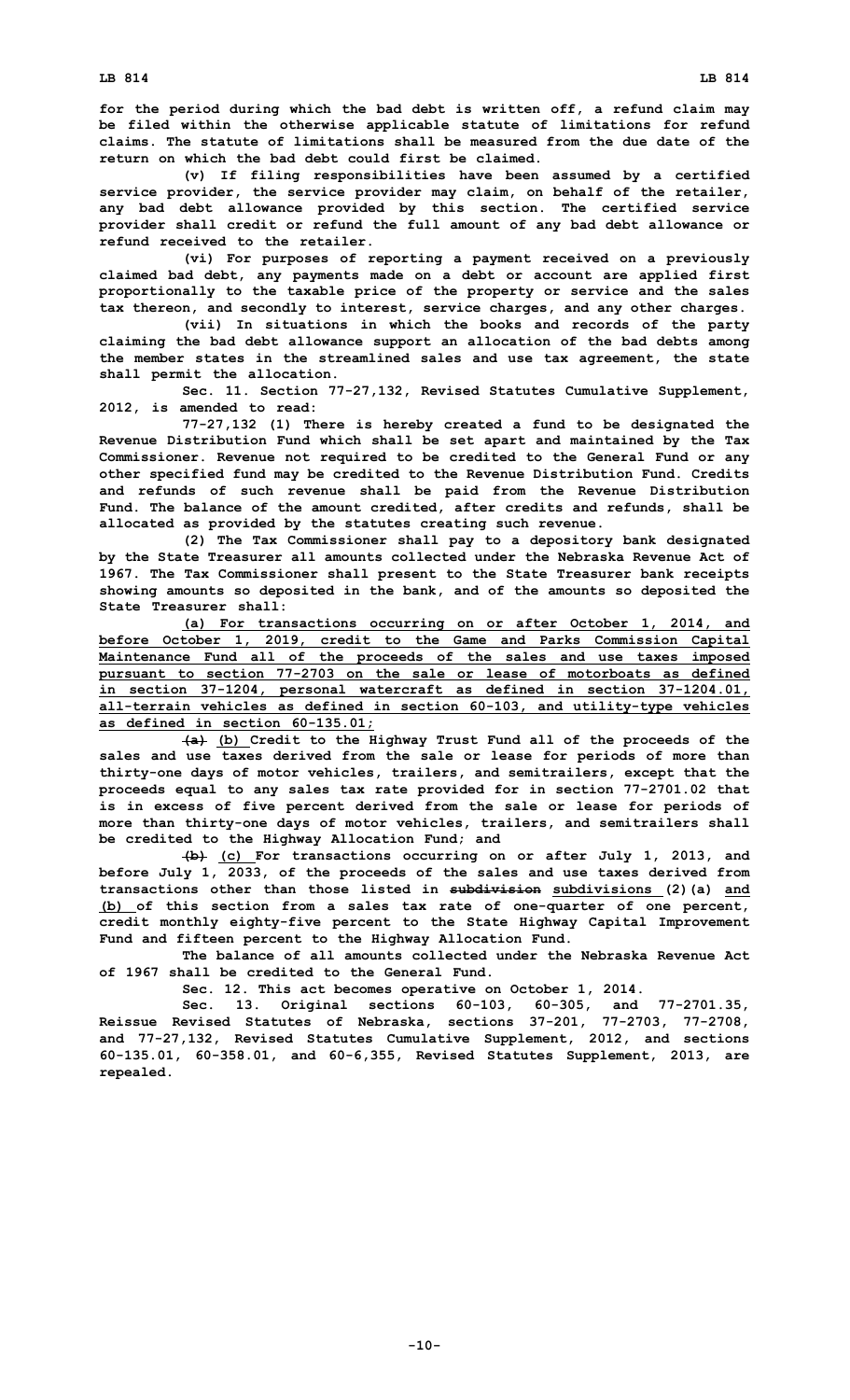for the period during which the bad debt is written off, a refund claim may be filed within the otherwise applicable statute of limitations for refund claims. The statute of limitations shall be measured from the due date of the return on which the bad debt could first be claimed.

(v) If filing responsibilities have been assumed by a certified service provider, the service provider may claim, on behalf of the retailer, any bad debt allowance provided by this section. The certified service provider shall credit or refund the full amount of any bad debt allowance or refund received to the retailer.

(vi) For purposes of reporting a payment received on a previously claimed bad debt, any payments made on a debt or account are applied first proportionally to the taxable price of the property or service and the sales tax thereon, and secondly to interest, service charges, and any other charges.

(vii) In situations in which the books and records of the party claiming the bad debt allowance support an allocation of the bad debts among the member states in the streamlined sales and use tax agreement, the state shall permit the allocation.

Sec. 11. Section 77-27,132, Revised Statutes Cumulative Supplement, 2012, is amended to read:

77-27,132 (1) There is hereby created a fund to be designated the Revenue Distribution Fund which shall be set apart and maintained by the Tax Commissioner. Revenue not required to be credited to the General Fund or any other specified fund may be credited to the Revenue Distribution Fund. Credits and refunds of such revenue shall be paid from the Revenue Distribution Fund. The balance of the amount credited, after credits and refunds, shall be allocated as provided by the statutes creating such revenue.

(2) The Tax Commissioner shall pay to a depository bank designated by the State Treasurer all amounts collected under the Nebraska Revenue Act of 1967. The Tax Commissioner shall present to the State Treasurer bank receipts showing amounts so deposited in the bank, and of the amounts so deposited the State Treasurer shall:

<u>(a) For transactions occurring on or after October 1, 2014, and before October 1, 2019, credit to the Game and Parks Commission Capital Maintenance Fund all of the proceeds of the sales and use taxes imposed pursuant to section 77-2703 on the sale or lease of motorboats as defined in section 37-1204, personal watercraft as defined in section 37-1204.01, all-terrain vehicles as defined in section 60-103, and utility-type vehicles as defined in section 60-135.01;</u>

~~(a)~~ <u>(b)</u> Credit to the Highway Trust Fund all of the proceeds of the sales and use taxes derived from the sale or lease for periods of more than thirty-one days of motor vehicles, trailers, and semitrailers, except that the proceeds equal to any sales tax rate provided for in section 77-2701.02 that is in excess of five percent derived from the sale or lease for periods of more than thirty-one days of motor vehicles, trailers, and semitrailers shall be credited to the Highway Allocation Fund; and

~~(b)~~ <u>(c)</u> For transactions occurring on or after July 1, 2013, and before July 1, 2033, of the proceeds of the sales and use taxes derived from transactions other than those listed in ~~subdivision~~ <u>subdivisions</u> (2)(a) <u>and (b)</u> of this section from a sales tax rate of one-quarter of one percent, credit monthly eighty-five percent to the State Highway Capital Improvement Fund and fifteen percent to the Highway Allocation Fund.

The balance of all amounts collected under the Nebraska Revenue Act of 1967 shall be credited to the General Fund.

Sec. 12. This act becomes operative on October 1, 2014.

Sec. 13. Original sections 60-103, 60-305, and 77-2701.35, Reissue Revised Statutes of Nebraska, sections 37-201, 77-2703, 77-2708, and 77-27,132, Revised Statutes Cumulative Supplement, 2012, and sections 60-135.01, 60-358.01, and 60-6,355, Revised Statutes Supplement, 2013, are repealed.